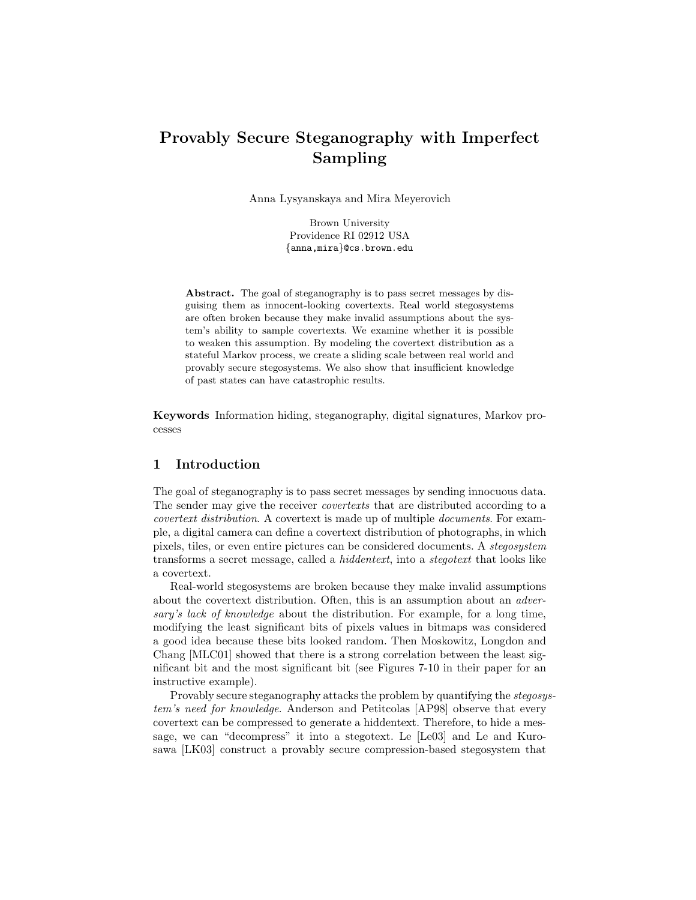# Provably Secure Steganography with Imperfect Sampling

Anna Lysyanskaya and Mira Meyerovich

Brown University
Providence RI 02912 USA
{anna,mira}@cs.brown.edu

**Abstract.** The goal of steganography is to pass secret messages by disguising them as innocent-looking covertexts. Real world stegosystems are often broken because they make invalid assumptions about the system's ability to sample covertexts. We examine whether it is possible to weaken this assumption. By modeling the covertext distribution as a stateful Markov process, we create a sliding scale between real world and provably secure stegosystems. We also show that insufficient knowledge of past states can have catastrophic results.

**Keywords** Information hiding, steganography, digital signatures, Markov processes

## 1 Introduction

The goal of steganography is to pass secret messages by sending innocuous data. The sender may give the receiver *covertexts* that are distributed according to a *covertext distribution*. A covertext is made up of multiple *documents*. For example, a digital camera can define a covertext distribution of photographs, in which pixels, tiles, or even entire pictures can be considered documents. A *stegosystem* transforms a secret message, called a *hiddentext*, into a *stegotext* that looks like a covertext.

Real-world stegosystems are broken because they make invalid assumptions about the covertext distribution. Often, this is an assumption about an *adversary's lack of knowledge* about the distribution. For example, for a long time, modifying the least significant bits of pixels values in bitmaps was considered a good idea because these bits looked random. Then Moskowitz, Longdon and Chang [MLC01] showed that there is a strong correlation between the least significant bit and the most significant bit (see Figures 7-10 in their paper for an instructive example).

Provably secure steganography attacks the problem by quantifying the *stegosystem's need for knowledge*. Anderson and Petitcolas [AP98] observe that every covertext can be compressed to generate a hiddentext. Therefore, to hide a message, we can "decompress" it into a stegotext. Le [Le03] and Le and Kurosawa [LK03] construct a provably secure compression-based stegosystem that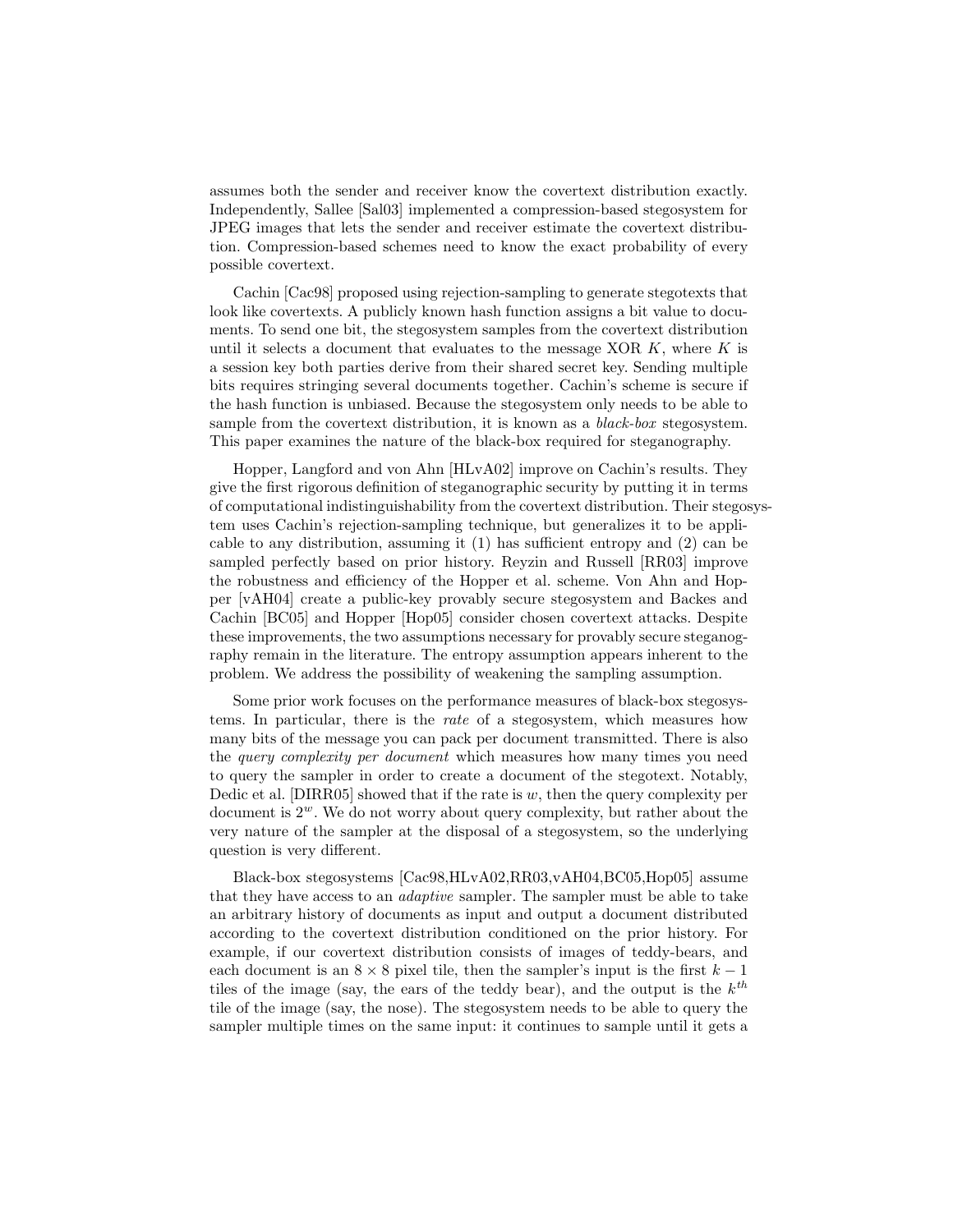assumes both the sender and receiver know the covertext distribution exactly. Independently, Sallee [Sal03] implemented a compression-based stegosystem for JPEG images that lets the sender and receiver estimate the covertext distribution. Compression-based schemes need to know the exact probability of every possible covertext.

Cachin [Cac98] proposed using rejection-sampling to generate stegotexts that look like covertexts. A publicly known hash function assigns a bit value to documents. To send one bit, the stegosystem samples from the covertext distribution until it selects a document that evaluates to the message XOR $K$, where $K$ is a session key both parties derive from their shared secret key. Sending multiple bits requires stringing several documents together. Cachin's scheme is secure if the hash function is unbiased. Because the stegosystem only needs to be able to sample from the covertext distribution, it is known as a *black-box* stegosystem. This paper examines the nature of the black-box required for steganography.

Hopper, Langford and von Ahn [HLvA02] improve on Cachin's results. They give the first rigorous definition of steganographic security by putting it in terms of computational indistinguishability from the covertext distribution. Their stegosystem uses Cachin's rejection-sampling technique, but generalizes it to be applicable to any distribution, assuming it (1) has sufficient entropy and (2) can be sampled perfectly based on prior history. Reyzin and Russell [RR03] improve the robustness and efficiency of the Hopper et al. scheme. Von Ahn and Hopper [vAH04] create a public-key provably secure stegosystem and Backes and Cachin [BC05] and Hopper [Hop05] consider chosen covertext attacks. Despite these improvements, the two assumptions necessary for provably secure steganography remain in the literature. The entropy assumption appears inherent to the problem. We address the possibility of weakening the sampling assumption.

Some prior work focuses on the performance measures of black-box stegosystems. In particular, there is the *rate* of a stegosystem, which measures how many bits of the message you can pack per document transmitted. There is also the *query complexity per document* which measures how many times you need to query the sampler in order to create a document of the stegotext. Notably, Dedic et al. [DIRR05] showed that if the rate is $w$, then the query complexity per document is $2^w$. We do not worry about query complexity, but rather about the very nature of the sampler at the disposal of a stegosystem, so the underlying question is very different.

Black-box stegosystems [Cac98,HLvA02,RR03,vAH04,BC05,Hop05] assume that they have access to an *adaptive* sampler. The sampler must be able to take an arbitrary history of documents as input and output a document distributed according to the covertext distribution conditioned on the prior history. For example, if our covertext distribution consists of images of teddy-bears, and each document is an $8 \times 8$ pixel tile, then the sampler's input is the first $k-1$ tiles of the image (say, the ears of the teddy bear), and the output is the $k^{th}$ tile of the image (say, the nose). The stegosystem needs to be able to query the sampler multiple times on the same input: it continues to sample until it gets a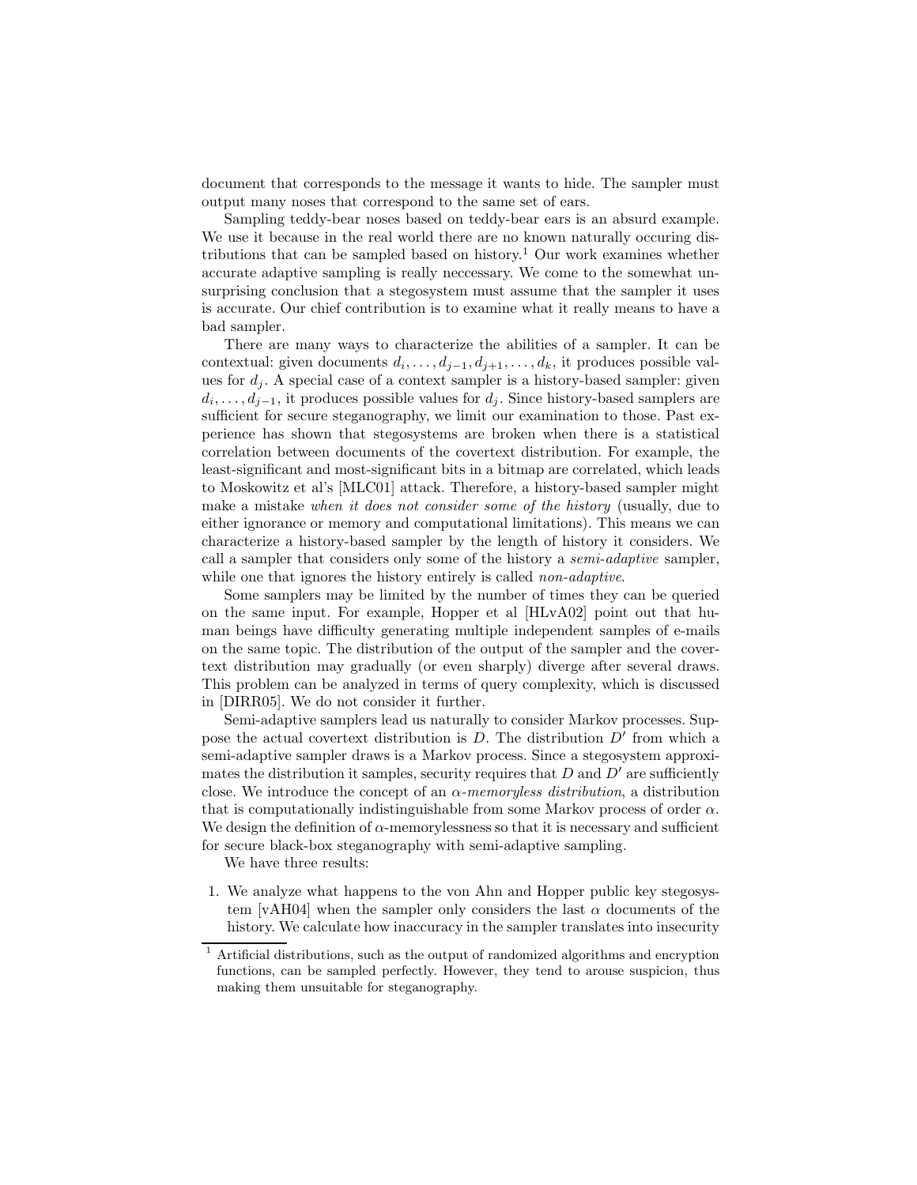document that corresponds to the message it wants to hide. The sampler must output many noses that correspond to the same set of ears.

Sampling teddy-bear noses based on teddy-bear ears is an absurd example. We use it because in the real world there are no known naturally occuring distributions that can be sampled based on history.[1] Our work examines whether accurate adaptive sampling is really neccessary. We come to the somewhat unsurprising conclusion that a stegosystem must assume that the sampler it uses is accurate. Our chief contribution is to examine what it really means to have a bad sampler.

There are many ways to characterize the abilities of a sampler. It can be contextual: given documents $d_i, \ldots, d_{j-1}, d_{j+1}, \ldots, d_k$, it produces possible values for $d_j$. A special case of a context sampler is a history-based sampler: given $d_i, \ldots, d_{j-1}$, it produces possible values for $d_j$. Since history-based samplers are sufficient for secure steganography, we limit our examination to those. Past experience has shown that stegosystems are broken when there is a statistical correlation between documents of the covertext distribution. For example, the least-significant and most-significant bits in a bitmap are correlated, which leads to Moskowitz et al's [MLC01] attack. Therefore, a history-based sampler might make a mistake *when it does not consider some of the history* (usually, due to either ignorance or memory and computational limitations). This means we can characterize a history-based sampler by the length of history it considers. We call a sampler that considers only some of the history a *semi-adaptive* sampler, while one that ignores the history entirely is called *non-adaptive*.

Some samplers may be limited by the number of times they can be queried on the same input. For example, Hopper et al [HLvA02] point out that human beings have difficulty generating multiple independent samples of e-mails on the same topic. The distribution of the output of the sampler and the covertext distribution may gradually (or even sharply) diverge after several draws. This problem can be analyzed in terms of query complexity, which is discussed in [DIRR05]. We do not consider it further.

Semi-adaptive samplers lead us naturally to consider Markov processes. Suppose the actual covertext distribution is $D$. The distribution $D'$ from which a semi-adaptive sampler draws is a Markov process. Since a stegosystem approximates the distribution it samples, security requires that $D$ and $D'$ are sufficiently close. We introduce the concept of an *$\alpha$-memoryless distribution*, a distribution that is computationally indistinguishable from some Markov process of order $\alpha$. We design the definition of $\alpha$-memorylessness so that it is necessary and sufficient for secure black-box steganography with semi-adaptive sampling.

We have three results:

1. We analyze what happens to the von Ahn and Hopper public key stegosystem [vAH04] when the sampler only considers the last $\alpha$ documents of the history. We calculate how inaccuracy in the sampler translates into insecurity

[1] Artificial distributions, such as the output of randomized algorithms and encryption functions, can be sampled perfectly. However, they tend to arouse suspicion, thus making them unsuitable for steganography.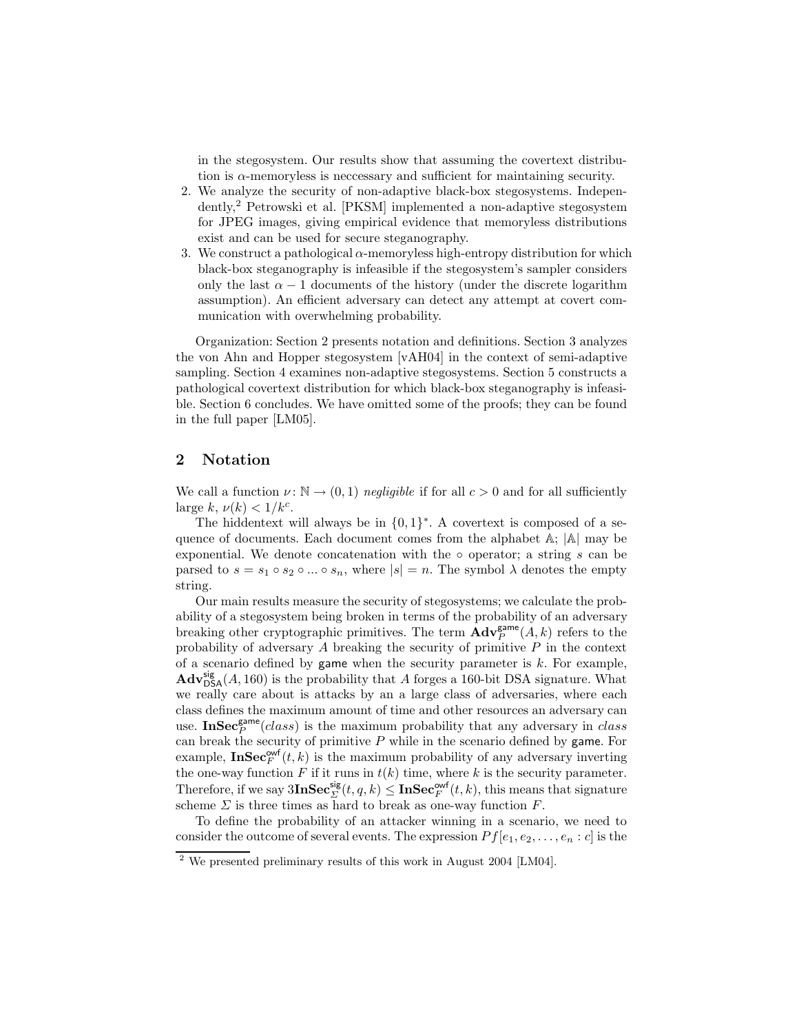in the stegosystem. Our results show that assuming the covertext distribution is $\alpha$-memoryless is neccessary and sufficient for maintaining security.

2. We analyze the security of non-adaptive black-box stegosystems. Independently,[2] Petrowski et al. [PKSM] implemented a non-adaptive stegosystem for JPEG images, giving empirical evidence that memoryless distributions exist and can be used for secure steganography.
3. We construct a pathological $\alpha$-memoryless high-entropy distribution for which black-box steganography is infeasible if the stegosystem's sampler considers only the last $\alpha - 1$ documents of the history (under the discrete logarithm assumption). An efficient adversary can detect any attempt at covert communication with overwhelming probability.

Organization: Section 2 presents notation and definitions. Section 3 analyzes the von Ahn and Hopper stegosystem [vAH04] in the context of semi-adaptive sampling. Section 4 examines non-adaptive stegosystems. Section 5 constructs a pathological covertext distribution for which black-box steganography is infeasible. Section 6 concludes. We have omitted some of the proofs; they can be found in the full paper [LM05].

## 2 Notation

We call a function $\nu\colon \mathbb{N} \to (0,1)$ *negligible* if for all $c > 0$ and for all sufficiently large $k$, $\nu(k) < 1/k^c$.

The hiddentext will always be in $\{0,1\}^*$. A covertext is composed of a sequence of documents. Each document comes from the alphabet $\mathbb{A}$; $|\mathbb{A}|$ may be exponential. We denote concatenation with the $\circ$ operator; a string $s$ can be parsed to $s = s_1 \circ s_2 \circ ... \circ s_n$, where $|s| = n$. The symbol $\lambda$ denotes the empty string.

Our main results measure the security of stegosystems; we calculate the probability of a stegosystem being broken in terms of the probability of an adversary breaking other cryptographic primitives. The term $\mathbf{Adv}_P^{\mathsf{game}}(A,k)$ refers to the probability of adversary $A$ breaking the security of primitive $P$ in the context of a scenario defined by $\mathsf{game}$ when the security parameter is $k$. For example, $\mathbf{Adv}_{\mathsf{DSA}}^{\mathsf{sig}}(A, 160)$ is the probability that $A$ forges a 160-bit DSA signature. What we really care about is attacks by an a large class of adversaries, where each class defines the maximum amount of time and other resources an adversary can use. $\mathbf{InSec}_P^{\mathsf{game}}(class)$ is the maximum probability that any adversary in $class$ can break the security of primitive $P$ while in the scenario defined by $\mathsf{game}$. For example, $\mathbf{InSec}_F^{\mathsf{owf}}(t,k)$ is the maximum probability of any adversary inverting the one-way function $F$ if it runs in $t(k)$ time, where $k$ is the security parameter. Therefore, if we say $3\mathbf{InSec}_{\Sigma}^{\mathsf{sig}}(t,q,k) \leq \mathbf{InSec}_F^{\mathsf{owf}}(t,k)$, this means that signature scheme $\Sigma$ is three times as hard to break as one-way function $F$.

To define the probability of an attacker winning in a scenario, we need to consider the outcome of several events. The expression $Pf[e_1, e_2, \ldots, e_n : c]$ is the

[2] We presented preliminary results of this work in August 2004 [LM04].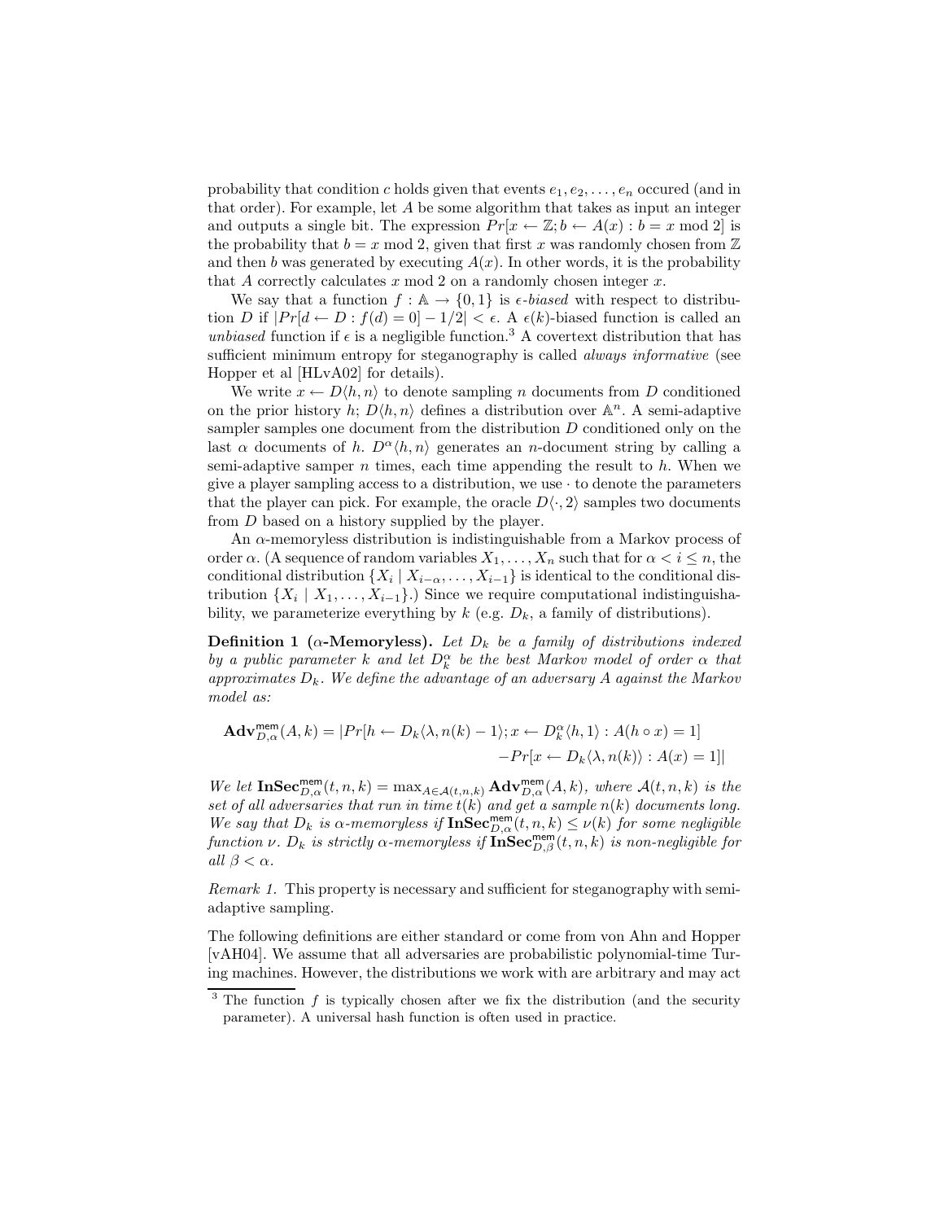probability that condition $c$ holds given that events $e_1, e_2, \ldots, e_n$ occured (and in that order). For example, let $A$ be some algorithm that takes as input an integer and outputs a single bit. The expression $Pr[x \leftarrow \mathbb{Z}; b \leftarrow A(x) : b = x \bmod 2]$ is the probability that $b = x \bmod 2$, given that first $x$ was randomly chosen from $\mathbb{Z}$ and then $b$ was generated by executing $A(x)$. In other words, it is the probability that $A$ correctly calculates $x \bmod 2$ on a randomly chosen integer $x$.

We say that a function $f : \mathbb{A} \rightarrow \{0, 1\}$ is *$\epsilon$-biased* with respect to distribution $D$ if $|Pr[d \leftarrow D : f(d) = 0] - 1/2| < \epsilon$. A $\epsilon(k)$-biased function is called an *unbiased* function if $\epsilon$ is a negligible function.[3] A covertext distribution that has sufficient minimum entropy for steganography is called *always informative* (see Hopper et al [HLvA02] for details).

We write $x \leftarrow D\langle h, n\rangle$ to denote sampling $n$ documents from $D$ conditioned on the prior history $h$; $D\langle h, n\rangle$ defines a distribution over $\mathbb{A}^n$. A semi-adaptive sampler samples one document from the distribution $D$ conditioned only on the last $\alpha$ documents of $h$. $D^\alpha\langle h, n\rangle$ generates an $n$-document string by calling a semi-adaptive samper $n$ times, each time appending the result to $h$. When we give a player sampling access to a distribution, we use $\cdot$ to denote the parameters that the player can pick. For example, the oracle $D\langle \cdot, 2\rangle$ samples two documents from $D$ based on a history supplied by the player.

An $\alpha$-memoryless distribution is indistinguishable from a Markov process of order $\alpha$. (A sequence of random variables $X_1, \ldots, X_n$ such that for $\alpha < i \leq n$, the conditional distribution $\{X_i \mid X_{i-\alpha}, \ldots, X_{i-1}\}$ is identical to the conditional distribution $\{X_i \mid X_1, \ldots, X_{i-1}\}$.) Since we require computational indistinguishability, we parameterize everything by $k$ (e.g. $D_k$, a family of distributions).

**Definition 1 ($\alpha$-Memoryless).** *Let $D_k$ be a family of distributions indexed by a public parameter $k$ and let $D_k^\alpha$ be the best Markov model of order $\alpha$ that approximates $D_k$. We define the advantage of an adversary $A$ against the Markov model as:*

$$\begin{aligned}\mathbf{Adv}^{\mathsf{mem}}_{D,\alpha}(A, k) = |&Pr[h \leftarrow D_k\langle \lambda, n(k) - 1\rangle; x \leftarrow D_k^\alpha\langle h, 1\rangle : A(h \circ x) = 1] \\ &- Pr[x \leftarrow D_k\langle \lambda, n(k)\rangle : A(x) = 1]|\end{aligned}$$

*We let $\mathbf{InSec}^{\mathsf{mem}}_{D,\alpha}(t, n, k) = \max_{A \in \mathcal{A}(t,n,k)} \mathbf{Adv}^{\mathsf{mem}}_{D,\alpha}(A, k)$, where $\mathcal{A}(t, n, k)$ is the set of all adversaries that run in time $t(k)$ and get a sample $n(k)$ documents long. We say that $D_k$ is $\alpha$-memoryless if $\mathbf{InSec}^{\mathsf{mem}}_{D,\alpha}(t, n, k) \leq \nu(k)$ for some negligible function $\nu$. $D_k$ is strictly $\alpha$-memoryless if $\mathbf{InSec}^{\mathsf{mem}}_{D,\beta}(t, n, k)$ is non-negligible for all $\beta < \alpha$.*

*Remark 1.* This property is necessary and sufficient for steganography with semi-adaptive sampling.

The following definitions are either standard or come from von Ahn and Hopper [vAH04]. We assume that all adversaries are probabilistic polynomial-time Turing machines. However, the distributions we work with are arbitrary and may act

[3] The function $f$ is typically chosen after we fix the distribution (and the security parameter). A universal hash function is often used in practice.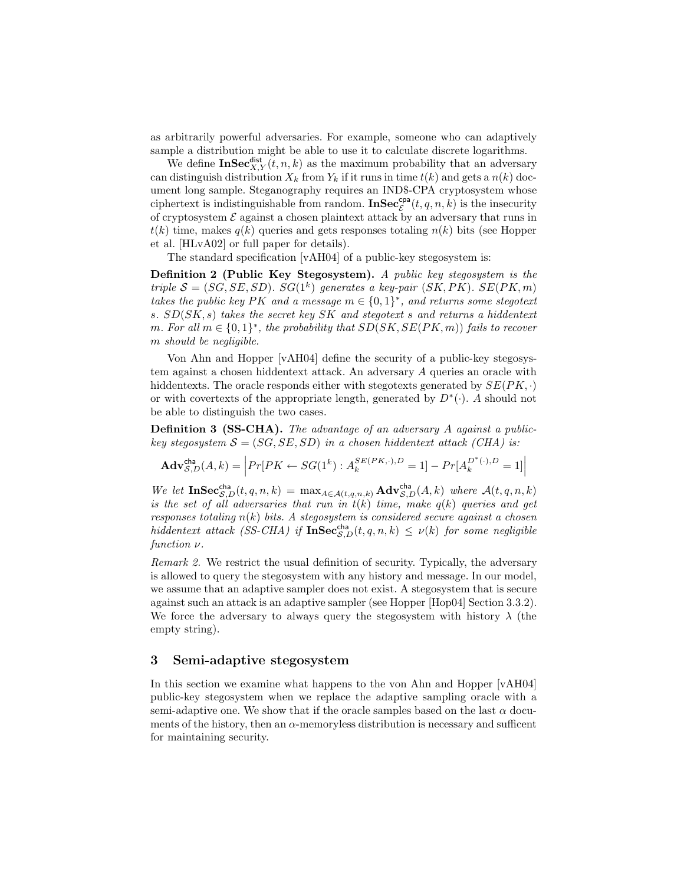as arbitrarily powerful adversaries. For example, someone who can adaptively sample a distribution might be able to use it to calculate discrete logarithms.

We define $\mathbf{InSec}^{\mathsf{dist}}_{X,Y}(t,n,k)$ as the maximum probability that an adversary can distinguish distribution $X_k$ from $Y_k$ if it runs in time $t(k)$ and gets a $n(k)$ document long sample. Steganography requires an IND\$-CPA cryptosystem whose ciphertext is indistinguishable from random. $\mathbf{InSec}^{\mathsf{cpa}}_{\mathcal{E}}(t,q,n,k)$ is the insecurity of cryptosystem $\mathcal{E}$ against a chosen plaintext attack by an adversary that runs in $t(k)$ time, makes $q(k)$ queries and gets responses totaling $n(k)$ bits (see Hopper et al. [HLvA02] or full paper for details).

The standard specification [vAH04] of a public-key stegosystem is:

**Definition 2 (Public Key Stegosystem).** *A public key stegosystem is the triple $\mathcal{S} = (SG, SE, SD)$. $SG(1^k)$ generates a key-pair $(SK, PK)$. $SE(PK, m)$ takes the public key $PK$ and a message $m \in \{0,1\}^*$, and returns some stegotext $s$. $SD(SK, s)$ takes the secret key $SK$ and stegotext $s$ and returns a hiddentext $m$. For all $m \in \{0,1\}^*$, the probability that $SD(SK, SE(PK, m))$ fails to recover $m$ should be negligible.*

Von Ahn and Hopper [vAH04] define the security of a public-key stegosystem against a chosen hiddentext attack. An adversary $A$ queries an oracle with hiddentexts. The oracle responds either with stegotexts generated by $SE(PK, \cdot)$ or with covertexts of the appropriate length, generated by $D^*(\cdot)$. $A$ should not be able to distinguish the two cases.

**Definition 3 (SS-CHA).** *The advantage of an adversary $A$ against a public-key stegosystem $\mathcal{S} = (SG, SE, SD)$ in a chosen hiddentext attack (CHA) is:*

$$\mathbf{Adv}^{\mathsf{cha}}_{\mathcal{S},D}(A,k) = \left| Pr[PK \leftarrow SG(1^k) : A_k^{SE(PK,\cdot),D} = 1] - Pr[A_k^{D^*(\cdot),D} = 1] \right|$$

*We let $\mathbf{InSec}^{\mathsf{cha}}_{\mathcal{S},D}(t,q,n,k) = \max_{A \in \mathcal{A}(t,q,n,k)} \mathbf{Adv}^{\mathsf{cha}}_{\mathcal{S},D}(A,k)$ where $\mathcal{A}(t,q,n,k)$ is the set of all adversaries that run in $t(k)$ time, make $q(k)$ queries and get responses totaling $n(k)$ bits. A stegosystem is considered secure against a chosen hiddentext attack (SS-CHA) if $\mathbf{InSec}^{\mathsf{cha}}_{\mathcal{S},D}(t,q,n,k) \leq \nu(k)$ for some negligible function $\nu$.*

*Remark 2.* We restrict the usual definition of security. Typically, the adversary is allowed to query the stegosystem with any history and message. In our model, we assume that an adaptive sampler does not exist. A stegosystem that is secure against such an attack is an adaptive sampler (see Hopper [Hop04] Section 3.3.2). We force the adversary to always query the stegosystem with history $\lambda$ (the empty string).

## 3 Semi-adaptive stegosystem

In this section we examine what happens to the von Ahn and Hopper [vAH04] public-key stegosystem when we replace the adaptive sampling oracle with a semi-adaptive one. We show that if the oracle samples based on the last $\alpha$ documents of the history, then an $\alpha$-memoryless distribution is necessary and sufficent for maintaining security.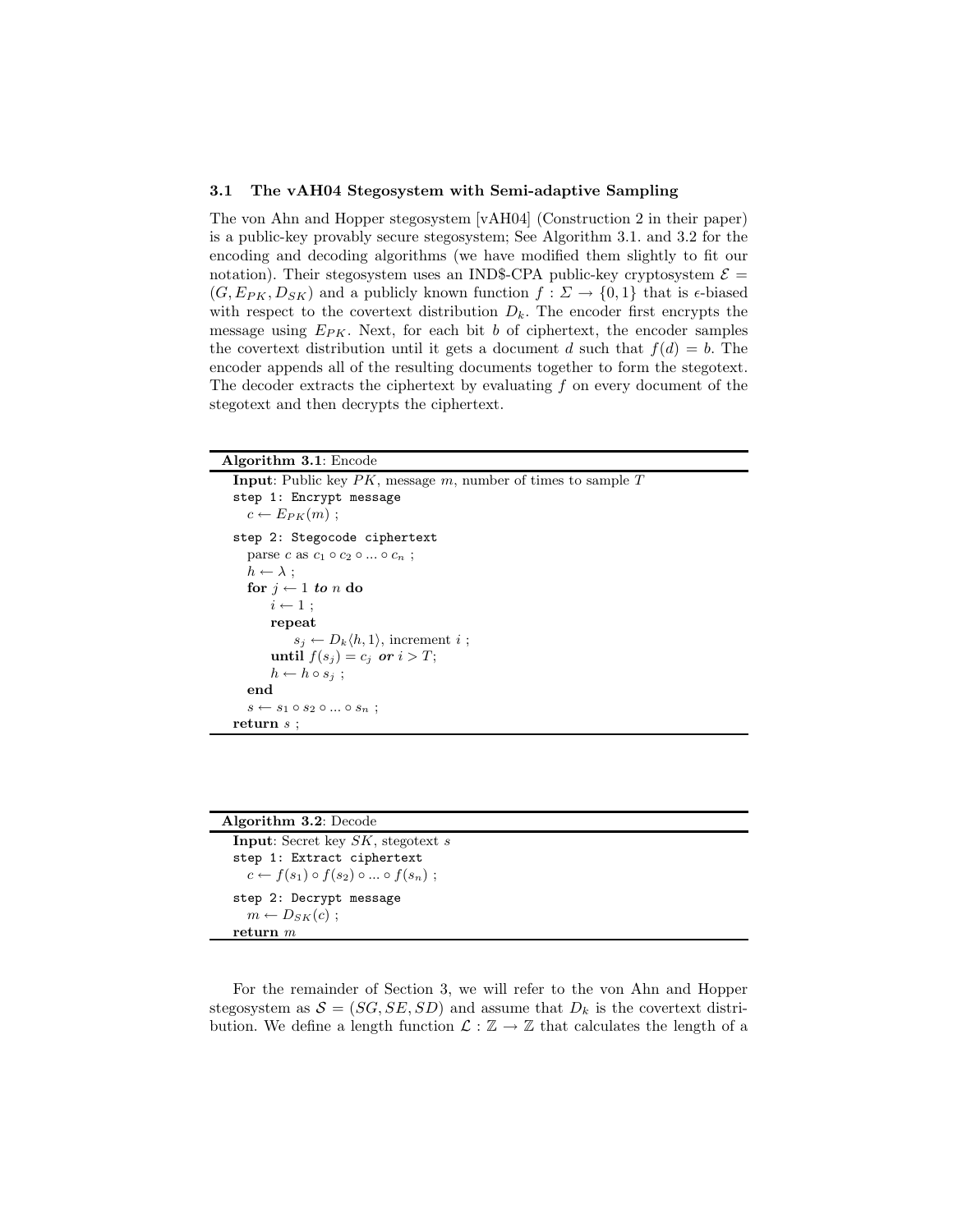### 3.1 The vAH04 Stegosystem with Semi-adaptive Sampling

The von Ahn and Hopper stegosystem [vAH04] (Construction 2 in their paper) is a public-key provably secure stegosystem; See Algorithm 3.1. and 3.2 for the encoding and decoding algorithms (we have modified them slightly to fit our notation). Their stegosystem uses an IND\$-CPA public-key cryptosystem $\mathcal{E} = (G, E_{PK}, D_{SK})$ and a publicly known function $f : \Sigma \rightarrow \{0, 1\}$ that is $\epsilon$-biased with respect to the covertext distribution $D_k$. The encoder first encrypts the message using $E_{PK}$. Next, for each bit $b$ of ciphertext, the encoder samples the covertext distribution until it gets a document $d$ such that $f(d) = b$. The encoder appends all of the resulting documents together to form the stegotext. The decoder extracts the ciphertext by evaluating $f$ on every document of the stegotext and then decrypts the ciphertext.

---

**Algorithm 3.1**: Encode

---

**Input**: Public key $PK$, message $m$, number of times to sample $T$

`step 1: Encrypt message`

  $c \leftarrow E_{PK}(m)$ ;

`step 2: Stegocode ciphertext`

  parse $c$ as $c_1 \circ c_2 \circ ... \circ c_n$ ;

  $h \leftarrow \lambda$ ;

  **for** $j \leftarrow 1$ ***to*** $n$ **do**

    $i \leftarrow 1$ ;

    **repeat**

      $s_j \leftarrow D_k\langle h, 1\rangle$, increment $i$ ;

    **until** $f(s_j) = c_j$ ***or*** $i > T$;

    $h \leftarrow h \circ s_j$ ;

  **end**

  $s \leftarrow s_1 \circ s_2 \circ ... \circ s_n$ ;

**return** $s$ ;

---

**Algorithm 3.2**: Decode

---

**Input**: Secret key $SK$, stegotext $s$

`step 1: Extract ciphertext`

  $c \leftarrow f(s_1) \circ f(s_2) \circ ... \circ f(s_n)$ ;

`step 2: Decrypt message`

  $m \leftarrow D_{SK}(c)$ ;

**return** $m$

---

For the remainder of Section 3, we will refer to the von Ahn and Hopper stegosystem as $\mathcal{S} = (SG, SE, SD)$ and assume that $D_k$ is the covertext distribution. We define a length function $\mathcal{L} : \mathbb{Z} \rightarrow \mathbb{Z}$ that calculates the length of a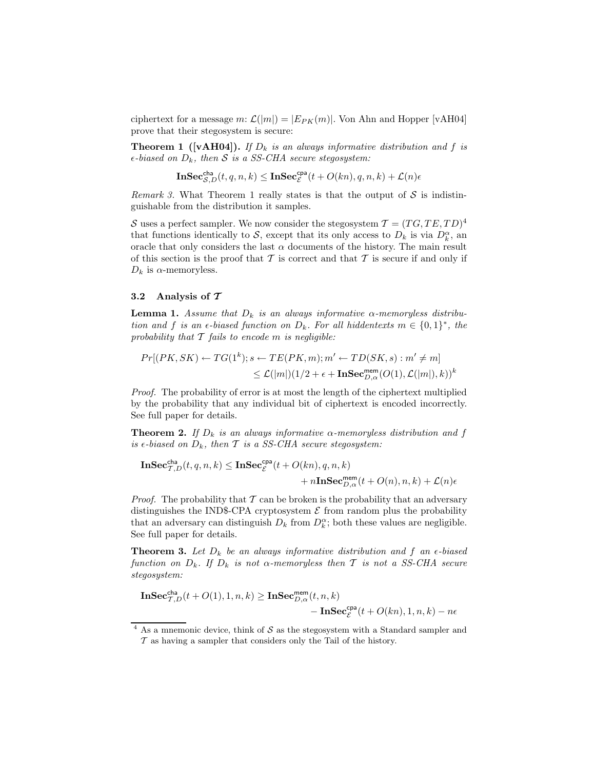ciphertext for a message $m$: $\mathcal{L}(|m|) = |E_{PK}(m)|$. Von Ahn and Hopper [vAH04] prove that their stegosystem is secure:

**Theorem 1 ([vAH04]).** *If $D_k$ is an always informative distribution and $f$ is $\epsilon$-biased on $D_k$, then $\mathcal{S}$ is a SS-CHA secure stegosystem:*

$$\mathbf{InSec}^{\mathsf{cha}}_{\mathcal{S},D}(t, q, n, k) \leq \mathbf{InSec}^{\mathsf{cpa}}_{\mathcal{E}}(t + O(kn), q, n, k) + \mathcal{L}(n)\epsilon$$

*Remark 3.* What Theorem 1 really states is that the output of $\mathcal{S}$ is indistinguishable from the distribution it samples.

$\mathcal{S}$ uses a perfect sampler. We now consider the stegosystem $\mathcal{T} = (TG, TE, TD)$[4] that functions identically to $\mathcal{S}$, except that its only access to $D_k$ is via $D_k^\alpha$, an oracle that only considers the last $\alpha$ documents of the history. The main result of this section is the proof that $\mathcal{T}$ is correct and that $\mathcal{T}$ is secure if and only if $D_k$ is $\alpha$-memoryless.

### 3.2 Analysis of $\mathcal{T}$

**Lemma 1.** *Assume that $D_k$ is an always informative $\alpha$-memoryless distribution and $f$ is an $\epsilon$-biased function on $D_k$. For all hiddentexts $m \in \{0, 1\}^*$, the probability that $\mathcal{T}$ fails to encode $m$ is negligible:*

$$Pr[(PK, SK) \leftarrow TG(1^k); s \leftarrow TE(PK, m); m' \leftarrow TD(SK, s) : m' \neq m]$$
$$\leq \mathcal{L}(|m|)(1/2 + \epsilon + \mathbf{InSec}^{\mathsf{mem}}_{D,\alpha}(O(1), \mathcal{L}(|m|), k))^k$$

*Proof.* The probability of error is at most the length of the ciphertext multiplied by the probability that any individual bit of ciphertext is encoded incorrectly. See full paper for details.

**Theorem 2.** *If $D_k$ is an always informative $\alpha$-memoryless distribution and $f$ is $\epsilon$-biased on $D_k$, then $\mathcal{T}$ is a SS-CHA secure stegosystem:*

$$\mathbf{InSec}^{\mathsf{cha}}_{\mathcal{T},D}(t, q, n, k) \leq \mathbf{InSec}^{\mathsf{cpa}}_{\mathcal{E}}(t + O(kn), q, n, k)$$
$$+ n\mathbf{InSec}^{\mathsf{mem}}_{D,\alpha}(t + O(n), n, k) + \mathcal{L}(n)\epsilon$$

*Proof.* The probability that $\mathcal{T}$ can be broken is the probability that an adversary distinguishes the IND\$-CPA cryptosystem $\mathcal{E}$ from random plus the probability that an adversary can distinguish $D_k$ from $D_k^\alpha$; both these values are negligible. See full paper for details.

**Theorem 3.** *Let $D_k$ be an always informative distribution and $f$ an $\epsilon$-biased function on $D_k$. If $D_k$ is not $\alpha$-memoryless then $\mathcal{T}$ is not a SS-CHA secure stegosystem:*

$$\mathbf{InSec}^{\mathsf{cha}}_{\mathcal{T},D}(t + O(1), 1, n, k) \geq \mathbf{InSec}^{\mathsf{mem}}_{D,\alpha}(t, n, k)$$
$$- \mathbf{InSec}^{\mathsf{cpa}}_{\mathcal{E}}(t + O(kn), 1, n, k) - n\epsilon$$

[4] As a mnemonic device, think of $\mathcal{S}$ as the stegosystem with a Standard sampler and $\mathcal{T}$ as having a sampler that considers only the Tail of the history.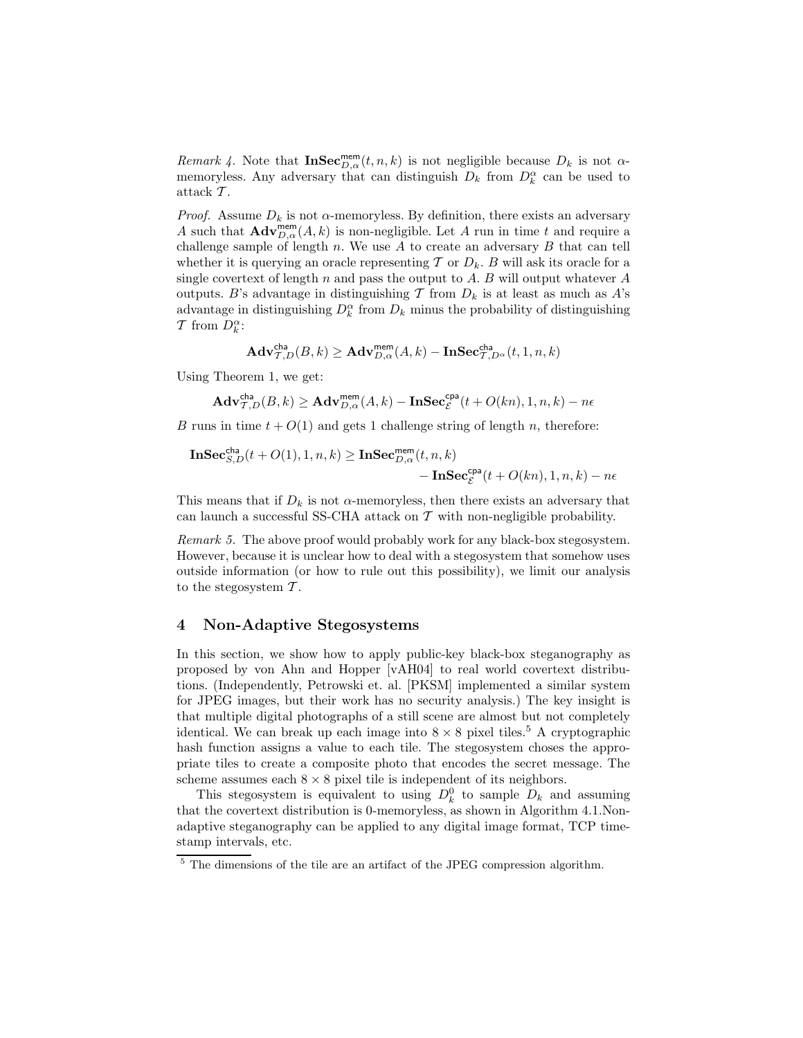*Remark 4.* Note that $\mathbf{InSec}^{\mathsf{mem}}_{D,\alpha}(t, n, k)$ is not negligible because $D_k$ is not $\alpha$-memoryless. Any adversary that can distinguish $D_k$ from $D^\alpha_k$ can be used to attack $\mathcal{T}$.

*Proof.* Assume $D_k$ is not $\alpha$-memoryless. By definition, there exists an adversary $A$ such that $\mathbf{Adv}^{\mathsf{mem}}_{D,\alpha}(A, k)$ is non-negligible. Let $A$ run in time $t$ and require a challenge sample of length $n$. We use $A$ to create an adversary $B$ that can tell whether it is querying an oracle representing $\mathcal{T}$ or $D_k$. $B$ will ask its oracle for a single covertext of length $n$ and pass the output to $A$. $B$ will output whatever $A$ outputs. $B$'s advantage in distinguishing $\mathcal{T}$ from $D_k$ is at least as much as $A$'s advantage in distinguishing $D^\alpha_k$ from $D_k$ minus the probability of distinguishing $\mathcal{T}$ from $D^\alpha_k$:

$$\mathbf{Adv}^{\mathsf{cha}}_{\mathcal{T},D}(B, k) \geq \mathbf{Adv}^{\mathsf{mem}}_{D,\alpha}(A, k) - \mathbf{InSec}^{\mathsf{cha}}_{\mathcal{T},D^\alpha}(t, 1, n, k)$$

Using Theorem 1, we get:

$$\mathbf{Adv}^{\mathsf{cha}}_{\mathcal{T},D}(B, k) \geq \mathbf{Adv}^{\mathsf{mem}}_{D,\alpha}(A, k) - \mathbf{InSec}^{\mathsf{cpa}}_{\mathcal{E}}(t + O(kn), 1, n, k) - n\epsilon$$

$B$ runs in time $t + O(1)$ and gets 1 challenge string of length $n$, therefore:

$$\mathbf{InSec}^{\mathsf{cha}}_{S,D}(t + O(1), 1, n, k) \geq \mathbf{InSec}^{\mathsf{mem}}_{D,\alpha}(t, n, k) - \mathbf{InSec}^{\mathsf{cpa}}_{\mathcal{E}}(t + O(kn), 1, n, k) - n\epsilon$$

This means that if $D_k$ is not $\alpha$-memoryless, then there exists an adversary that can launch a successful SS-CHA attack on $\mathcal{T}$ with non-negligible probability.

*Remark 5.* The above proof would probably work for any black-box stegosystem. However, because it is unclear how to deal with a stegosystem that somehow uses outside information (or how to rule out this possibility), we limit our analysis to the stegosystem $\mathcal{T}$.

## 4 Non-Adaptive Stegosystems

In this section, we show how to apply public-key black-box steganography as proposed by von Ahn and Hopper [vAH04] to real world covertext distributions. (Independently, Petrowski et. al. [PKSM] implemented a similar system for JPEG images, but their work has no security analysis.) The key insight is that multiple digital photographs of a still scene are almost but not completely identical. We can break up each image into $8 \times 8$ pixel tiles.[5] A cryptographic hash function assigns a value to each tile. The stegosystem choses the appropriate tiles to create a composite photo that encodes the secret message. The scheme assumes each $8 \times 8$ pixel tile is independent of its neighbors.

This stegosystem is equivalent to using $D^0_k$ to sample $D_k$ and assuming that the covertext distribution is 0-memoryless, as shown in Algorithm 4.1.Non-adaptive steganography can be applied to any digital image format, TCP timestamp intervals, etc.

[5] The dimensions of the tile are an artifact of the JPEG compression algorithm.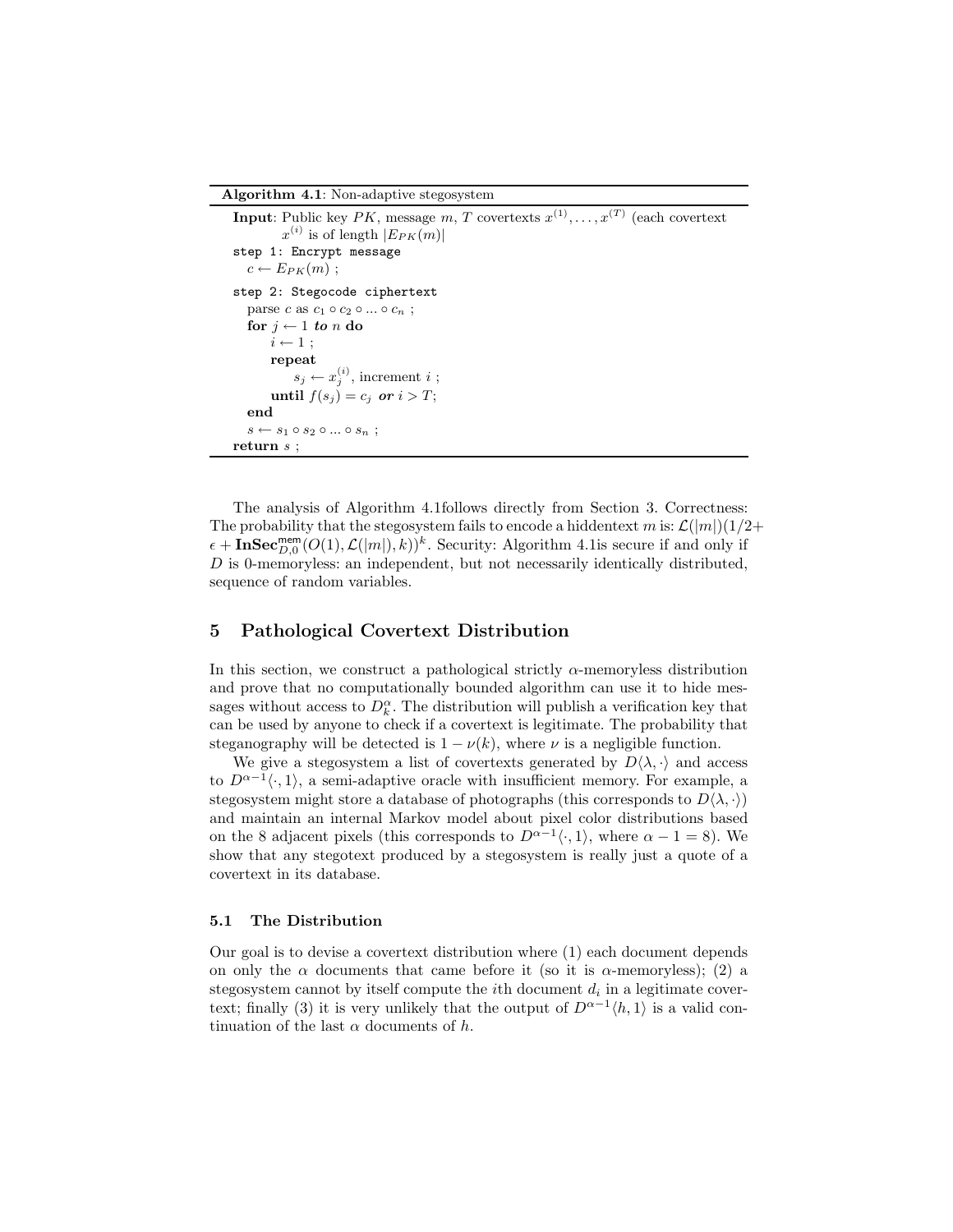**Algorithm 4.1**: Non-adaptive stegosystem

```
Input: Public key PK, message m, T covertexts x^(1), ..., x^(T) (each covertext
       x^(i) is of length |E_PK(m)|
step 1: Encrypt message
   c ← E_PK(m) ;
step 2: Stegocode ciphertext
   parse c as c_1 ∘ c_2 ∘ ... ∘ c_n ;
   for j ← 1 to n do
       i ← 1 ;
       repeat
           s_j ← x_j^(i), increment i ;
       until f(s_j) = c_j or i > T;
   end
   s ← s_1 ∘ s_2 ∘ ... ∘ s_n ;
return s ;
```

The analysis of Algorithm 4.1follows directly from Section 3. Correctness: The probability that the stegosystem fails to encode a hiddentext $m$ is: $\mathcal{L}(|m|)(1/2 + \epsilon + \mathbf{InSec}^{\mathsf{mem}}_{D,0}(O(1), \mathcal{L}(|m|), k))^k$. Security: Algorithm 4.1is secure if and only if $D$ is 0-memoryless: an independent, but not necessarily identically distributed, sequence of random variables.

## 5 Pathological Covertext Distribution

In this section, we construct a pathological strictly $\alpha$-memoryless distribution and prove that no computationally bounded algorithm can use it to hide messages without access to $D^{\alpha}_{k}$. The distribution will publish a verification key that can be used by anyone to check if a covertext is legitimate. The probability that steganography will be detected is $1 - \nu(k)$, where $\nu$ is a negligible function.

We give a stegosystem a list of covertexts generated by $D\langle\lambda, \cdot\rangle$ and access to $D^{\alpha-1}\langle\cdot, 1\rangle$, a semi-adaptive oracle with insufficient memory. For example, a stegosystem might store a database of photographs (this corresponds to $D\langle\lambda, \cdot\rangle$) and maintain an internal Markov model about pixel color distributions based on the 8 adjacent pixels (this corresponds to $D^{\alpha-1}\langle\cdot, 1\rangle$, where $\alpha - 1 = 8$). We show that any stegotext produced by a stegosystem is really just a quote of a covertext in its database.

### 5.1 The Distribution

Our goal is to devise a covertext distribution where (1) each document depends on only the $\alpha$ documents that came before it (so it is $\alpha$-memoryless); (2) a stegosystem cannot by itself compute the $i$th document $d_i$ in a legitimate covertext; finally (3) it is very unlikely that the output of $D^{\alpha-1}\langle h, 1\rangle$ is a valid continuation of the last $\alpha$ documents of $h$.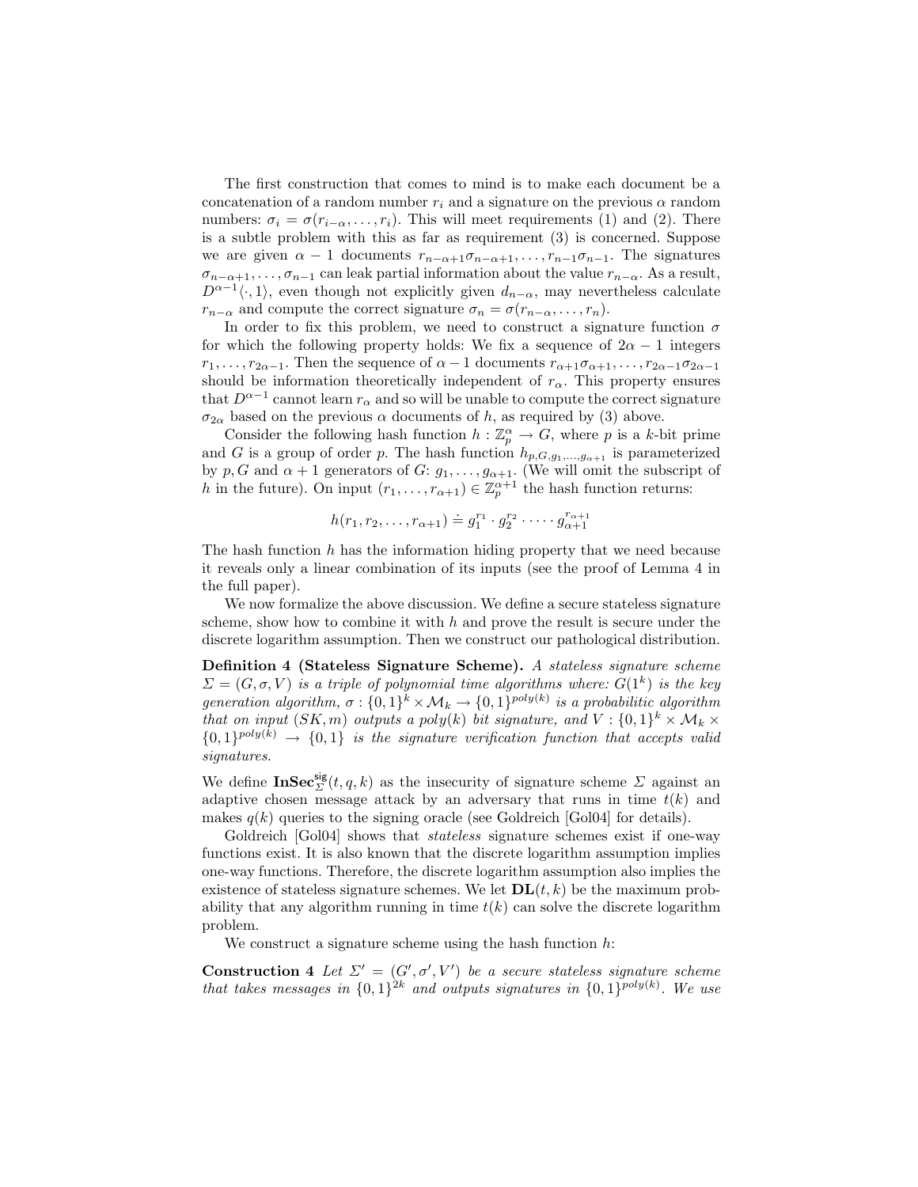The first construction that comes to mind is to make each document be a concatenation of a random number $r_i$ and a signature on the previous $\alpha$ random numbers: $\sigma_i = \sigma(r_{i-\alpha}, \ldots, r_i)$. This will meet requirements (1) and (2). There is a subtle problem with this as far as requirement (3) is concerned. Suppose we are given $\alpha - 1$ documents $r_{n-\alpha+1}\sigma_{n-\alpha+1}, \ldots, r_{n-1}\sigma_{n-1}$. The signatures $\sigma_{n-\alpha+1}, \ldots, \sigma_{n-1}$ can leak partial information about the value $r_{n-\alpha}$. As a result, $D^{\alpha-1}\langle\cdot, 1\rangle$, even though not explicitly given $d_{n-\alpha}$, may nevertheless calculate $r_{n-\alpha}$ and compute the correct signature $\sigma_n = \sigma(r_{n-\alpha}, \ldots, r_n)$.

In order to fix this problem, we need to construct a signature function $\sigma$ for which the following property holds: We fix a sequence of $2\alpha - 1$ integers $r_1, \ldots, r_{2\alpha-1}$. Then the sequence of $\alpha - 1$ documents $r_{\alpha+1}\sigma_{\alpha+1}, \ldots, r_{2\alpha-1}\sigma_{2\alpha-1}$ should be information theoretically independent of $r_\alpha$. This property ensures that $D^{\alpha-1}$ cannot learn $r_\alpha$ and so will be unable to compute the correct signature $\sigma_{2\alpha}$ based on the previous $\alpha$ documents of $h$, as required by (3) above.

Consider the following hash function $h : \mathbb{Z}_p^\alpha \to G$, where $p$ is a $k$-bit prime and $G$ is a group of order $p$. The hash function $h_{p,G,g_1,\ldots,g_{\alpha+1}}$ is parameterized by $p, G$ and $\alpha + 1$ generators of $G$: $g_1, \ldots, g_{\alpha+1}$. (We will omit the subscript of $h$ in the future). On input $(r_1, \ldots, r_{\alpha+1}) \in \mathbb{Z}_p^{\alpha+1}$ the hash function returns:

$$h(r_1, r_2, \ldots, r_{\alpha+1}) \doteq g_1^{r_1} \cdot g_2^{r_2} \cdot \cdots \cdot g_{\alpha+1}^{r_{\alpha+1}}$$

The hash function $h$ has the information hiding property that we need because it reveals only a linear combination of its inputs (see the proof of Lemma 4 in the full paper).

We now formalize the above discussion. We define a secure stateless signature scheme, show how to combine it with $h$ and prove the result is secure under the discrete logarithm assumption. Then we construct our pathological distribution.

**Definition 4 (Stateless Signature Scheme).** *A stateless signature scheme $\Sigma = (G, \sigma, V)$ is a triple of polynomial time algorithms where: $G(1^k)$ is the key generation algorithm, $\sigma : \{0,1\}^k \times \mathcal{M}_k \to \{0,1\}^{poly(k)}$ is a probabilitic algorithm that on input $(SK, m)$ outputs a $poly(k)$ bit signature, and $V : \{0,1\}^k \times \mathcal{M}_k \times \{0,1\}^{poly(k)} \to \{0,1\}$ is the signature verification function that accepts valid signatures.*

We define $\mathbf{InSec}_\Sigma^{\mathsf{sig}}(t, q, k)$ as the insecurity of signature scheme $\Sigma$ against an adaptive chosen message attack by an adversary that runs in time $t(k)$ and makes $q(k)$ queries to the signing oracle (see Goldreich [Gol04] for details).

Goldreich [Gol04] shows that *stateless* signature schemes exist if one-way functions exist. It is also known that the discrete logarithm assumption implies one-way functions. Therefore, the discrete logarithm assumption also implies the existence of stateless signature schemes. We let $\mathbf{DL}(t, k)$ be the maximum probability that any algorithm running in time $t(k)$ can solve the discrete logarithm problem.

We construct a signature scheme using the hash function $h$:

**Construction 4** *Let $\Sigma' = (G', \sigma', V')$ be a secure stateless signature scheme that takes messages in $\{0,1\}^{2k}$ and outputs signatures in $\{0,1\}^{poly(k)}$. We use*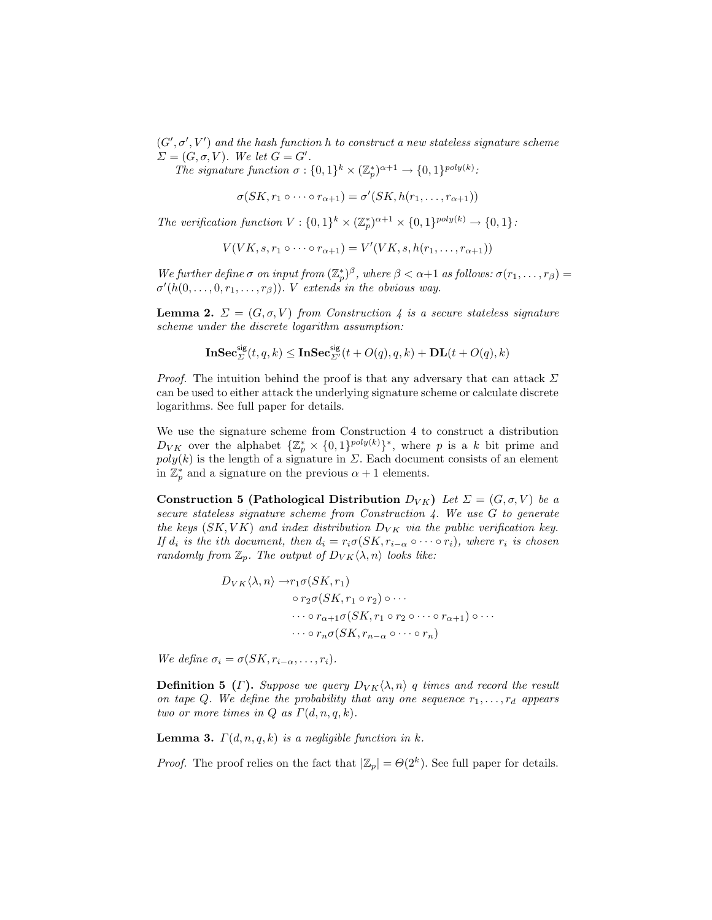$(G', \sigma', V')$ *and the hash function* $h$ *to construct a new stateless signature scheme* $\Sigma = (G, \sigma, V)$*. We let* $G = G'$*.*

*The signature function* $\sigma : \{0,1\}^k \times (\mathbb{Z}_p^*)^{\alpha+1} \to \{0,1\}^{poly(k)}$*:*

$$\sigma(SK, r_1 \circ \cdots \circ r_{\alpha+1}) = \sigma'(SK, h(r_1, \ldots, r_{\alpha+1}))$$

*The verification function* $V : \{0,1\}^k \times (\mathbb{Z}_p^*)^{\alpha+1} \times \{0,1\}^{poly(k)} \to \{0,1\}$*:*

$$V(VK, s, r_1 \circ \cdots \circ r_{\alpha+1}) = V'(VK, s, h(r_1, \ldots, r_{\alpha+1}))$$

*We further define* $\sigma$ *on input from* $(\mathbb{Z}_p^*)^\beta$*, where* $\beta < \alpha+1$ *as follows:* $\sigma(r_1, \ldots, r_\beta) = \sigma'(h(0, \ldots, 0, r_1, \ldots, r_\beta))$*.* $V$ *extends in the obvious way.*

**Lemma 2.** $\Sigma = (G, \sigma, V)$ *from Construction 4 is a secure stateless signature scheme under the discrete logarithm assumption:*

$$\mathbf{InSec}^{\mathsf{sig}}_{\Sigma}(t, q, k) \leq \mathbf{InSec}^{\mathsf{sig}}_{\Sigma'}(t + O(q), q, k) + \mathbf{DL}(t + O(q), k)$$

*Proof.* The intuition behind the proof is that any adversary that can attack $\Sigma$ can be used to either attack the underlying signature scheme or calculate discrete logarithms. See full paper for details.

We use the signature scheme from Construction 4 to construct a distribution $D_{VK}$ over the alphabet $\{\mathbb{Z}_p^* \times \{0,1\}^{poly(k)}\}^*$, where $p$ is a $k$ bit prime and $poly(k)$ is the length of a signature in $\Sigma$. Each document consists of an element in $\mathbb{Z}_p^*$ and a signature on the previous $\alpha + 1$ elements.

**Construction 5 (Pathological Distribution $D_{VK}$)** *Let* $\Sigma = (G, \sigma, V)$ *be a secure stateless signature scheme from Construction 4. We use* $G$ *to generate the keys* $(SK, VK)$ *and index distribution* $D_{VK}$ *via the public verification key. If* $d_i$ *is the ith document, then* $d_i = r_i \sigma(SK, r_{i-\alpha} \circ \cdots \circ r_i)$*, where* $r_i$ *is chosen randomly from* $\mathbb{Z}_p$*. The output of* $D_{VK}\langle \lambda, n \rangle$ *looks like:*

$$\begin{aligned} D_{VK}\langle \lambda, n \rangle \to & r_1 \sigma(SK, r_1) \\ & \circ r_2 \sigma(SK, r_1 \circ r_2) \circ \cdots \\ & \cdots \circ r_{\alpha+1} \sigma(SK, r_1 \circ r_2 \circ \cdots \circ r_{\alpha+1}) \circ \cdots \\ & \cdots \circ r_n \sigma(SK, r_{n-\alpha} \circ \cdots \circ r_n) \end{aligned}$$

*We define* $\sigma_i = \sigma(SK, r_{i-\alpha}, \ldots, r_i)$*.*

**Definition 5 ($\Gamma$).** *Suppose we query* $D_{VK}\langle \lambda, n \rangle$ $q$ *times and record the result on tape* $Q$*. We define the probability that any one sequence* $r_1, \ldots, r_d$ *appears two or more times in* $Q$ *as* $\Gamma(d, n, q, k)$*.*

**Lemma 3.** $\Gamma(d, n, q, k)$ *is a negligible function in* $k$*.*

*Proof.* The proof relies on the fact that $|\mathbb{Z}_p| = \Theta(2^k)$. See full paper for details.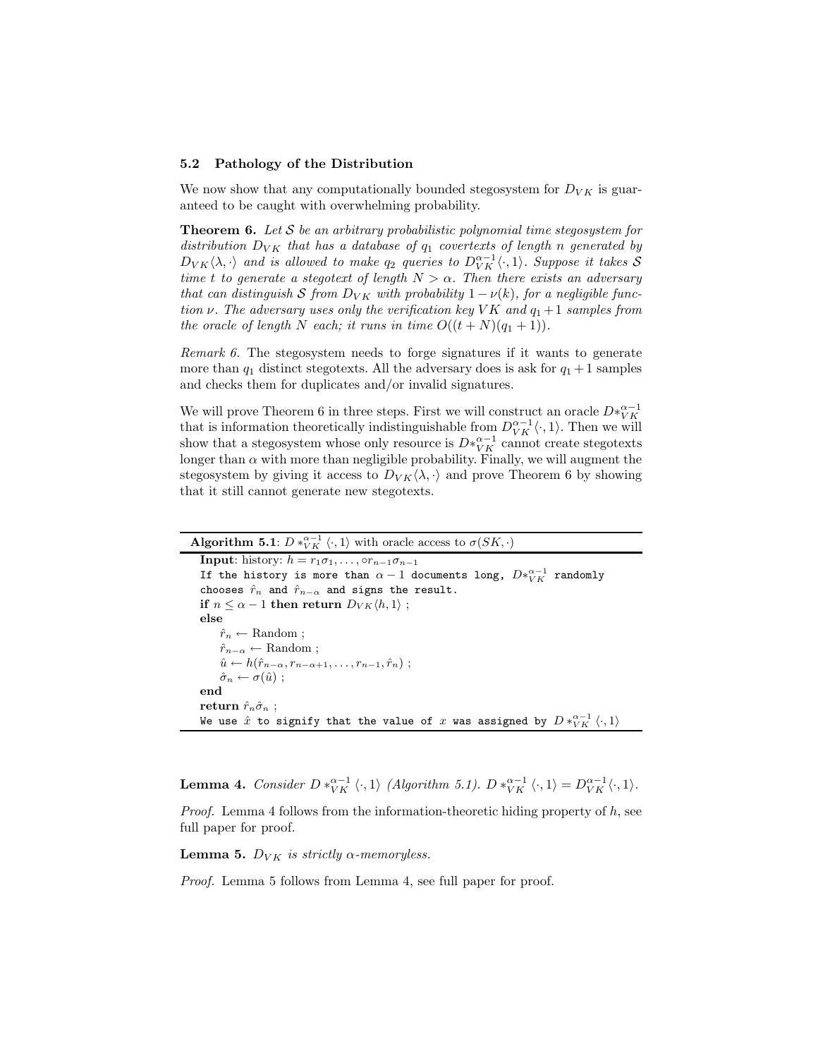### 5.2 Pathology of the Distribution

We now show that any computationally bounded stegosystem for $D_{VK}$ is guaranteed to be caught with overwhelming probability.

**Theorem 6.** *Let $\mathcal{S}$ be an arbitrary probabilistic polynomial time stegosystem for distribution $D_{VK}$ that has a database of $q_1$ covertexts of length $n$ generated by $D_{VK}\langle\lambda,\cdot\rangle$ and is allowed to make $q_2$ queries to $D_{VK}^{\alpha-1}\langle\cdot,1\rangle$. Suppose it takes $\mathcal{S}$ time $t$ to generate a stegotext of length $N > \alpha$. Then there exists an adversary that can distinguish $\mathcal{S}$ from $D_{VK}$ with probability $1-\nu(k)$, for a negligible function $\nu$. The adversary uses only the verification key $VK$ and $q_1+1$ samples from the oracle of length $N$ each; it runs in time $O((t+N)(q_1+1))$.*

*Remark 6.* The stegosystem needs to forge signatures if it wants to generate more than $q_1$ distinct stegotexts. All the adversary does is ask for $q_1+1$ samples and checks them for duplicates and/or invalid signatures.

We will prove Theorem 6 in three steps. First we will construct an oracle $D*_{VK}^{\alpha-1}$ that is information theoretically indistinguishable from $D_{VK}^{\alpha-1}\langle\cdot,1\rangle$. Then we will show that a stegosystem whose only resource is $D*_{VK}^{\alpha-1}$ cannot create stegotexts longer than $\alpha$ with more than negligible probability. Finally, we will augment the stegosystem by giving it access to $D_{VK}\langle\lambda,\cdot\rangle$ and prove Theorem 6 by showing that it still cannot generate new stegotexts.

**Algorithm 5.1**: $D*_{VK}^{\alpha-1}\langle\cdot,1\rangle$ with oracle access to $\sigma(SK,\cdot)$

**Input**: history: $h = r_1\sigma_1,\ldots,\circ r_{n-1}\sigma_{n-1}$
```
If the history is more than α − 1 documents long, D*^{α−1}_{VK} randomly
chooses r̂_n and r̂_{n−α} and signs the result.
```
**if** $n \le \alpha-1$ **then return** $D_{VK}\langle h,1\rangle$ ;
**else**
  $\hat{r}_n \leftarrow$ Random ;
  $\hat{r}_{n-\alpha} \leftarrow$ Random ;
  $\hat{u} \leftarrow h(\hat{r}_{n-\alpha}, r_{n-\alpha+1},\ldots,r_{n-1},\hat{r}_n)$ ;
  $\hat{\sigma}_n \leftarrow \sigma(\hat{u})$ ;
**end**
**return** $\hat{r}_n\hat{\sigma}_n$ ;
```
We use x̂ to signify that the value of x was assigned by D*^{α−1}_{VK}⟨·,1⟩
```

**Lemma 4.** *Consider $D*_{VK}^{\alpha-1}\langle\cdot,1\rangle$ (Algorithm 5.1). $D*_{VK}^{\alpha-1}\langle\cdot,1\rangle = D_{VK}^{\alpha-1}\langle\cdot,1\rangle$.*

*Proof.* Lemma 4 follows from the information-theoretic hiding property of $h$, see full paper for proof.

**Lemma 5.** *$D_{VK}$ is strictly $\alpha$-memoryless.*

*Proof.* Lemma 5 follows from Lemma 4, see full paper for proof.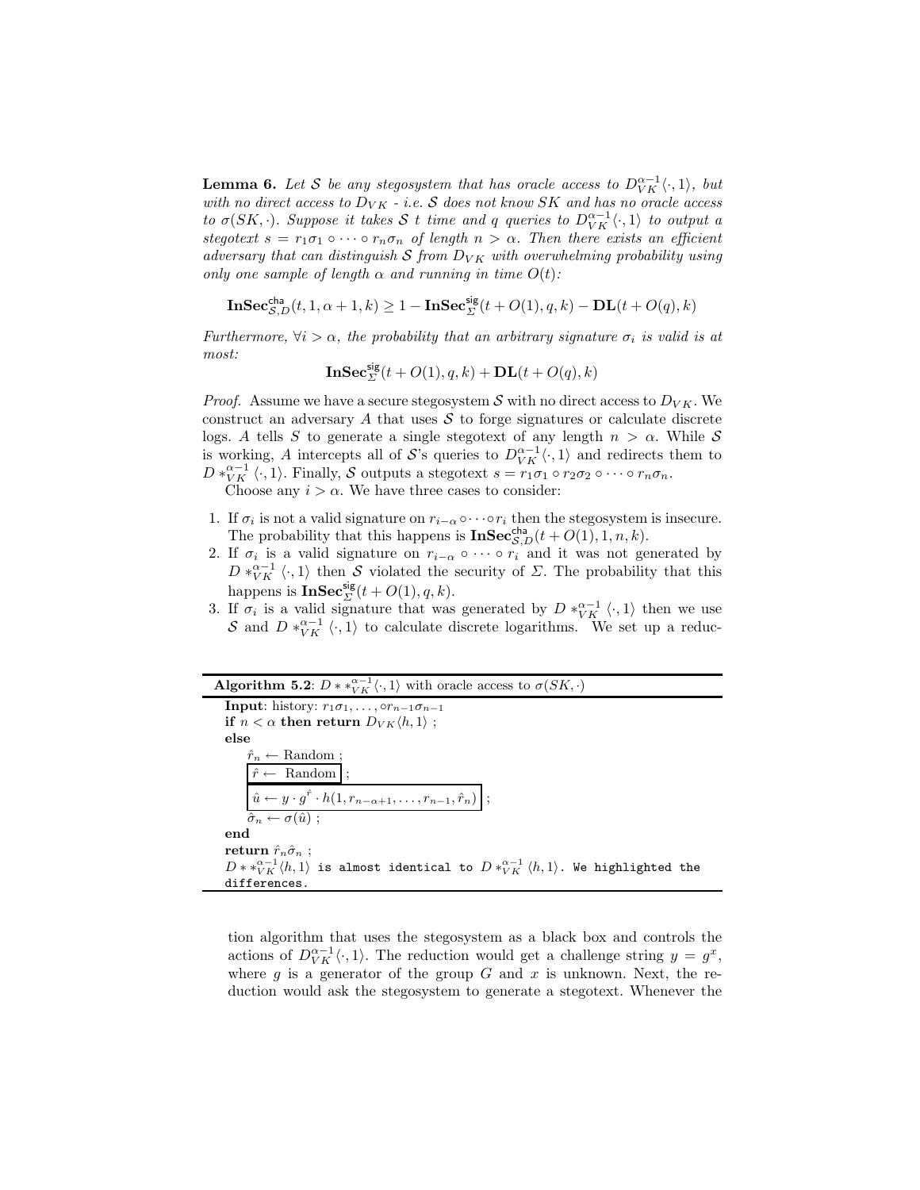**Lemma 6.** *Let $\mathcal{S}$ be any stegosystem that has oracle access to $D_{VK}^{\alpha-1}\langle\cdot,1\rangle$, but with no direct access to $D_{VK}$ - i.e. $\mathcal{S}$ does not know $SK$ and has no oracle access to $\sigma(SK,\cdot)$. Suppose it takes $\mathcal{S}$ $t$ time and $q$ queries to $D_{VK}^{\alpha-1}\langle\cdot,1\rangle$ to output a stegotext $s = r_1\sigma_1 \circ \cdots \circ r_n\sigma_n$ of length $n > \alpha$. Then there exists an efficient adversary that can distinguish $\mathcal{S}$ from $D_{VK}$ with overwhelming probability using only one sample of length $\alpha$ and running in time $O(t)$:*

$$\mathbf{InSec}^{\mathsf{cha}}_{\mathcal{S},D}(t,1,\alpha+1,k) \geq 1 - \mathbf{InSec}^{\mathsf{sig}}_{\Sigma}(t+O(1),q,k) - \mathbf{DL}(t+O(q),k)$$

*Furthermore, $\forall i > \alpha$, the probability that an arbitrary signature $\sigma_i$ is valid is at most:*

$$\mathbf{InSec}^{\mathsf{sig}}_{\Sigma}(t+O(1),q,k) + \mathbf{DL}(t+O(q),k)$$

*Proof.* Assume we have a secure stegosystem $\mathcal{S}$ with no direct access to $D_{VK}$. We construct an adversary $A$ that uses $\mathcal{S}$ to forge signatures or calculate discrete logs. $A$ tells $S$ to generate a single stegotext of any length $n > \alpha$. While $\mathcal{S}$ is working, $A$ intercepts all of $\mathcal{S}$'s queries to $D_{VK}^{\alpha-1}\langle\cdot,1\rangle$ and redirects them to $D *_{VK}^{\alpha-1} \langle\cdot,1\rangle$. Finally, $\mathcal{S}$ outputs a stegotext $s = r_1\sigma_1 \circ r_2\sigma_2 \circ \cdots \circ r_n\sigma_n$.

Choose any $i > \alpha$. We have three cases to consider:

1. If $\sigma_i$ is not a valid signature on $r_{i-\alpha} \circ \cdots \circ r_i$ then the stegosystem is insecure. The probability that this happens is $\mathbf{InSec}^{\mathsf{cha}}_{\mathcal{S},D}(t+O(1),1,n,k)$.
2. If $\sigma_i$ is a valid signature on $r_{i-\alpha} \circ \cdots \circ r_i$ and it was not generated by $D *_{VK}^{\alpha-1} \langle\cdot,1\rangle$ then $\mathcal{S}$ violated the security of $\Sigma$. The probability that this happens is $\mathbf{InSec}^{\mathsf{sig}}_{\Sigma}(t+O(1),q,k)$.
3. If $\sigma_i$ is a valid signature that was generated by $D *_{VK}^{\alpha-1} \langle\cdot,1\rangle$ then we use $\mathcal{S}$ and $D *_{VK}^{\alpha-1} \langle\cdot,1\rangle$ to calculate discrete logarithms. We set up a reduction algorithm that uses the stegosystem as a black box and controls the actions of $D_{VK}^{\alpha-1}\langle\cdot,1\rangle$. The reduction would get a challenge string $y = g^x$, where $g$ is a generator of the group $G$ and $x$ is unknown. Next, the reduction would ask the stegosystem to generate a stegotext. Whenever the

---

**Algorithm 5.2**: $D ** _{VK}^{\alpha-1}\langle\cdot,1\rangle$ with oracle access to $\sigma(SK,\cdot)$

```
Input: history: r_1σ_1, ..., ∘r_{n-1}σ_{n-1}
if n < α then return D_VK⟨h,1⟩ ;
else
    r̂_n ← Random ;
    [ r̂ ← Random ] ;
    [ û ← y · g^r̂ · h(1, r_{n-α+1}, ..., r_{n-1}, r̂_n) ] ;
    σ̂_n ← σ(û) ;
end
return r̂_n σ̂_n ;
D ** _VK^{α-1}⟨h,1⟩ is almost identical to D *_VK^{α-1} ⟨h,1⟩. We highlighted the differences.
```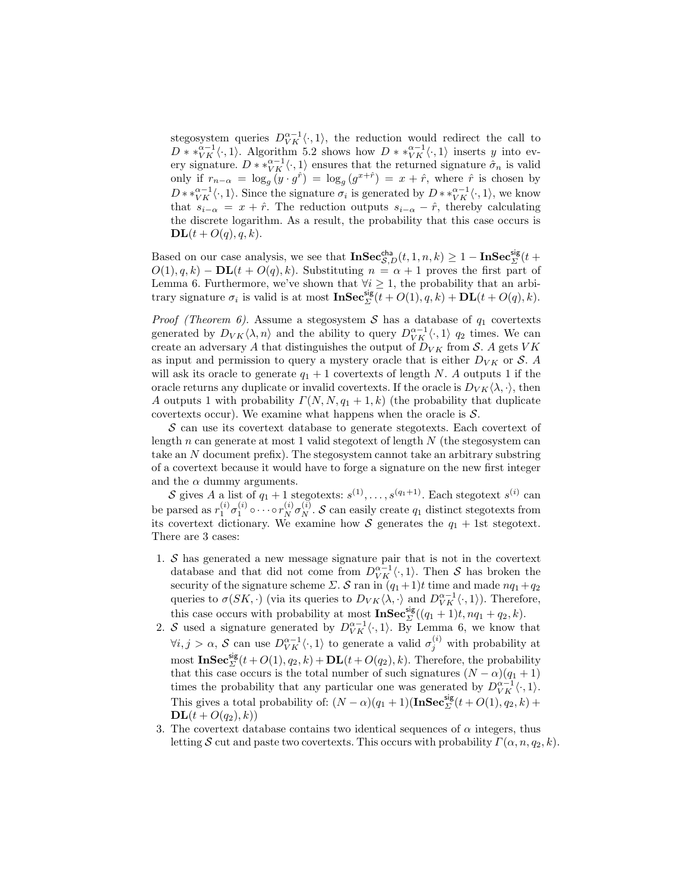stegosystem queries $D_{VK}^{\alpha-1}\langle\cdot,1\rangle$, the reduction would redirect the call to $D**_{VK}^{\alpha-1}\langle\cdot,1\rangle$. Algorithm 5.2 shows how $D**_{VK}^{\alpha-1}\langle\cdot,1\rangle$ inserts $y$ into every signature. $D**_{VK}^{\alpha-1}\langle\cdot,1\rangle$ ensures that the returned signature $\hat{\sigma}_n$ is valid only if $r_{n-\alpha} = \log_g(y \cdot g^{\hat{r}}) = \log_g(g^{x+\hat{r}}) = x + \hat{r}$, where $\hat{r}$ is chosen by $D**_{VK}^{\alpha-1}\langle\cdot,1\rangle$. Since the signature $\sigma_i$ is generated by $D**_{VK}^{\alpha-1}\langle\cdot,1\rangle$, we know that $s_{i-\alpha} = x + \hat{r}$. The reduction outputs $s_{i-\alpha} - \hat{r}$, thereby calculating the discrete logarithm. As a result, the probability that this case occurs is $\mathbf{DL}(t + O(q), q, k)$.

Based on our case analysis, we see that $\mathbf{InSec}_{\mathcal{S},D}^{\mathsf{cha}}(t,1,n,k) \geq 1 - \mathbf{InSec}_{\Sigma}^{\mathsf{sig}}(t + O(1), q, k) - \mathbf{DL}(t + O(q), k)$. Substituting $n = \alpha + 1$ proves the first part of Lemma 6. Furthermore, we've shown that $\forall i \geq 1$, the probability that an arbitrary signature $\sigma_i$ is valid is at most $\mathbf{InSec}_{\Sigma}^{\mathsf{sig}}(t + O(1), q, k) + \mathbf{DL}(t + O(q), k)$.

*Proof (Theorem 6).* Assume a stegosystem $\mathcal{S}$ has a database of $q_1$ covertexts generated by $D_{VK}\langle\lambda, n\rangle$ and the ability to query $D_{VK}^{\alpha-1}\langle\cdot,1\rangle$ $q_2$ times. We can create an adversary $A$ that distinguishes the output of $D_{VK}$ from $\mathcal{S}$. $A$ gets $VK$ as input and permission to query a mystery oracle that is either $D_{VK}$ or $\mathcal{S}$. $A$ will ask its oracle to generate $q_1+1$ covertexts of length $N$. $A$ outputs 1 if the oracle returns any duplicate or invalid covertexts. If the oracle is $D_{VK}\langle\lambda,\cdot\rangle$, then $A$ outputs 1 with probability $\Gamma(N, N, q_1+1, k)$ (the probability that duplicate covertexts occur). We examine what happens when the oracle is $\mathcal{S}$.

$\mathcal{S}$ can use its covertext database to generate stegotexts. Each covertext of length $n$ can generate at most 1 valid stegotext of length $N$ (the stegosystem can take an $N$ document prefix). The stegosystem cannot take an arbitrary substring of a covertext because it would have to forge a signature on the new first integer and the $\alpha$ dummy arguments.

$\mathcal{S}$ gives $A$ a list of $q_1+1$ stegotexts: $s^{(1)}, \ldots, s^{(q_1+1)}$. Each stegotext $s^{(i)}$ can be parsed as $r_1^{(i)}\sigma_1^{(i)} \circ \cdots \circ r_N^{(i)}\sigma_N^{(i)}$. $\mathcal{S}$ can easily create $q_1$ distinct stegotexts from its covertext dictionary. We examine how $\mathcal{S}$ generates the $q_1+1$st stegotext. There are 3 cases:

1. $\mathcal{S}$ has generated a new message signature pair that is not in the covertext database and that did not come from $D_{VK}^{\alpha-1}\langle\cdot,1\rangle$. Then $\mathcal{S}$ has broken the security of the signature scheme $\Sigma$. $\mathcal{S}$ ran in $(q_1+1)t$ time and made $nq_1+q_2$ queries to $\sigma(SK,\cdot)$ (via its queries to $D_{VK}\langle\lambda,\cdot\rangle$ and $D_{VK}^{\alpha-1}\langle\cdot,1\rangle$). Therefore, this case occurs with probability at most $\mathbf{InSec}_{\Sigma}^{\mathsf{sig}}((q_1+1)t, nq_1+q_2, k)$.
2. $\mathcal{S}$ used a signature generated by $D_{VK}^{\alpha-1}\langle\cdot,1\rangle$. By Lemma 6, we know that $\forall i,j > \alpha$, $\mathcal{S}$ can use $D_{VK}^{\alpha-1}\langle\cdot,1\rangle$ to generate a valid $\sigma_j^{(i)}$ with probability at most $\mathbf{InSec}_{\Sigma}^{\mathsf{sig}}(t+O(1), q_2, k) + \mathbf{DL}(t+O(q_2), k)$. Therefore, the probability that this case occurs is the total number of such signatures $(N-\alpha)(q_1+1)$ times the probability that any particular one was generated by $D_{VK}^{\alpha-1}\langle\cdot,1\rangle$. This gives a total probability of: $(N-\alpha)(q_1+1)(\mathbf{InSec}_{\Sigma}^{\mathsf{sig}}(t+O(1), q_2, k) + \mathbf{DL}(t+O(q_2), k))$
3. The covertext database contains two identical sequences of $\alpha$ integers, thus letting $\mathcal{S}$ cut and paste two covertexts. This occurs with probability $\Gamma(\alpha, n, q_2, k)$.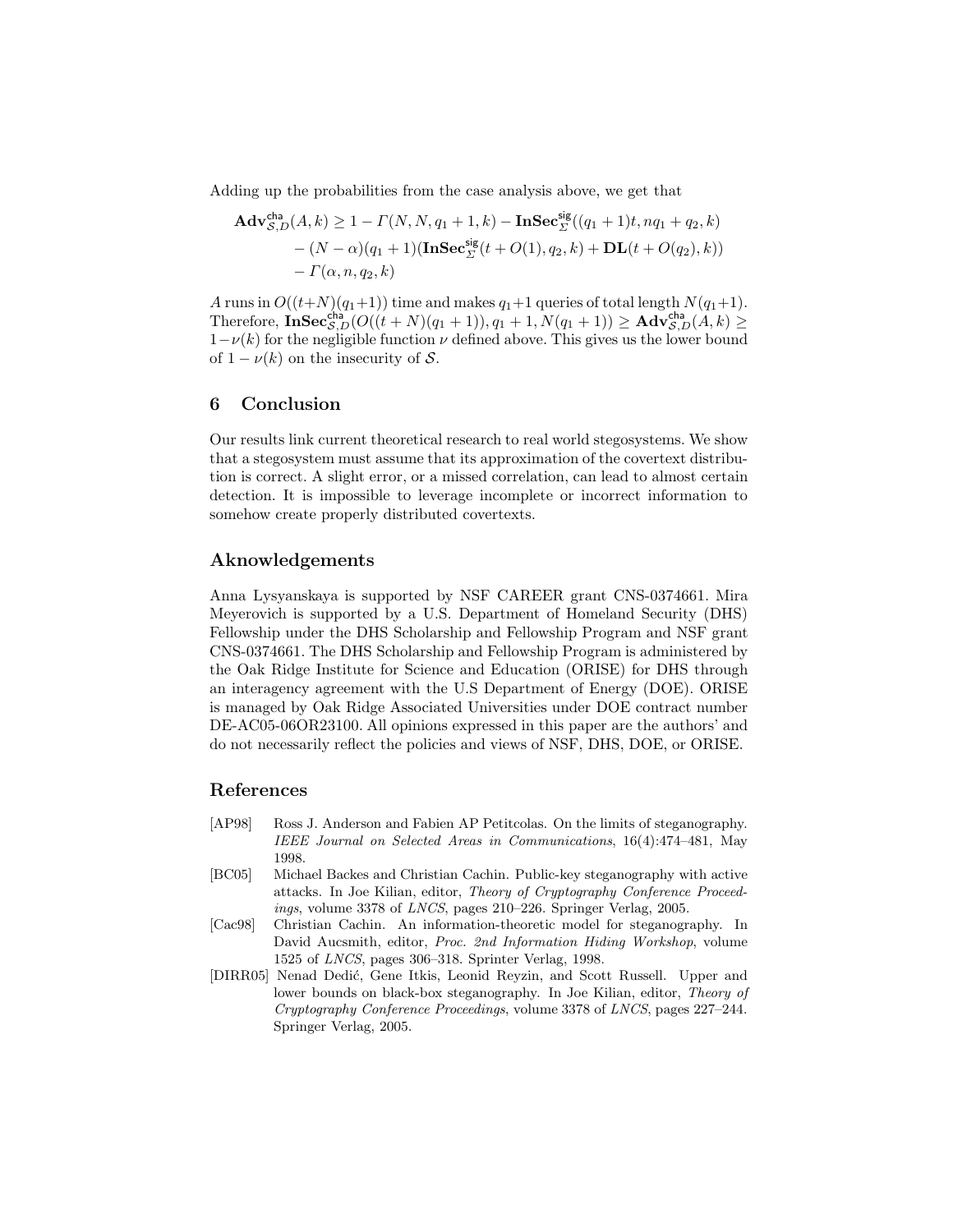Adding up the probabilities from the case analysis above, we get that

$$\begin{aligned}
\mathbf{Adv}^{\mathsf{cha}}_{\mathcal{S},D}(A,k) \geq\ & 1 - \Gamma(N, N, q_1 + 1, k) - \mathbf{InSec}^{\mathsf{sig}}_{\Sigma}((q_1 + 1)t, nq_1 + q_2, k) \\
& - (N - \alpha)(q_1 + 1)(\mathbf{InSec}^{\mathsf{sig}}_{\Sigma}(t + O(1), q_2, k) + \mathbf{DL}(t + O(q_2), k)) \\
& - \Gamma(\alpha, n, q_2, k)
\end{aligned}$$

$A$ runs in $O((t+N)(q_1+1))$ time and makes $q_1+1$ queries of total length $N(q_1+1)$. Therefore, $\mathbf{InSec}^{\mathsf{cha}}_{\mathcal{S},D}(O((t + N)(q_1 + 1)), q_1 + 1, N(q_1 + 1)) \geq \mathbf{Adv}^{\mathsf{cha}}_{\mathcal{S},D}(A, k) \geq 1-\nu(k)$ for the negligible function $\nu$ defined above. This gives us the lower bound of $1 - \nu(k)$ on the insecurity of $\mathcal{S}$.

## 6 Conclusion

Our results link current theoretical research to real world stegosystems. We show that a stegosystem must assume that its approximation of the covertext distribution is correct. A slight error, or a missed correlation, can lead to almost certain detection. It is impossible to leverage incomplete or incorrect information to somehow create properly distributed covertexts.

## Aknowledgements

Anna Lysyanskaya is supported by NSF CAREER grant CNS-0374661. Mira Meyerovich is supported by a U.S. Department of Homeland Security (DHS) Fellowship under the DHS Scholarship and Fellowship Program and NSF grant CNS-0374661. The DHS Scholarship and Fellowship Program is administered by the Oak Ridge Institute for Science and Education (ORISE) for DHS through an interagency agreement with the U.S Department of Energy (DOE). ORISE is managed by Oak Ridge Associated Universities under DOE contract number DE-AC05-06OR23100. All opinions expressed in this paper are the authors' and do not necessarily reflect the policies and views of NSF, DHS, DOE, or ORISE.

## References

[AP98] Ross J. Anderson and Fabien AP Petitcolas. On the limits of steganography. *IEEE Journal on Selected Areas in Communications*, 16(4):474–481, May 1998.

[BC05] Michael Backes and Christian Cachin. Public-key steganography with active attacks. In Joe Kilian, editor, *Theory of Cryptography Conference Proceedings*, volume 3378 of *LNCS*, pages 210–226. Springer Verlag, 2005.

[Cac98] Christian Cachin. An information-theoretic model for steganography. In David Aucsmith, editor, *Proc. 2nd Information Hiding Workshop*, volume 1525 of *LNCS*, pages 306–318. Sprinter Verlag, 1998.

[DIRR05] Nenad Dedić, Gene Itkis, Leonid Reyzin, and Scott Russell. Upper and lower bounds on black-box steganography. In Joe Kilian, editor, *Theory of Cryptography Conference Proceedings*, volume 3378 of *LNCS*, pages 227–244. Springer Verlag, 2005.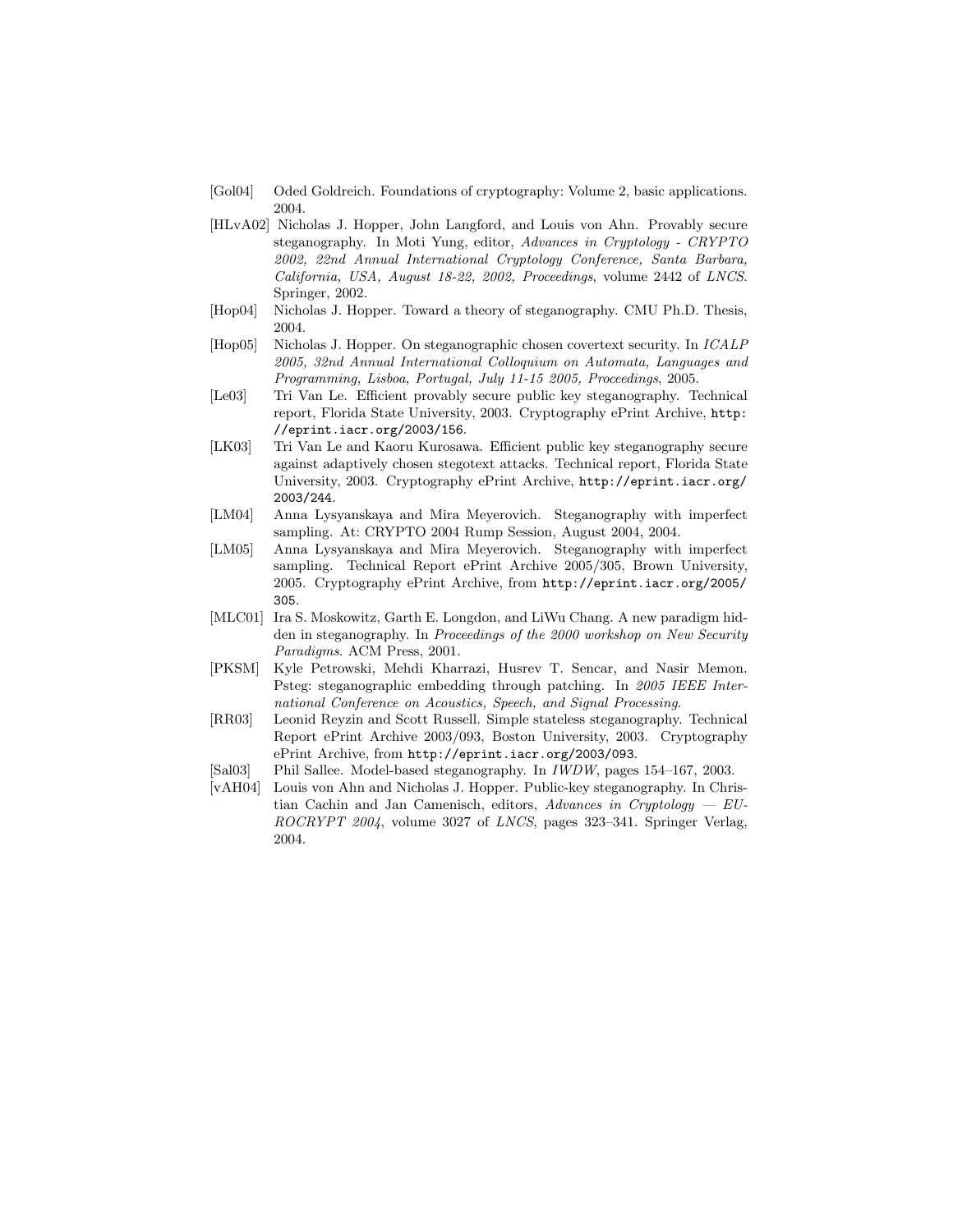[Gol04] Oded Goldreich. Foundations of cryptography: Volume 2, basic applications. 2004.

[HLvA02] Nicholas J. Hopper, John Langford, and Louis von Ahn. Provably secure steganography. In Moti Yung, editor, *Advances in Cryptology - CRYPTO 2002, 22nd Annual International Cryptology Conference, Santa Barbara, California, USA, August 18-22, 2002, Proceedings*, volume 2442 of *LNCS*. Springer, 2002.

[Hop04] Nicholas J. Hopper. Toward a theory of steganography. CMU Ph.D. Thesis, 2004.

[Hop05] Nicholas J. Hopper. On steganographic chosen covertext security. In *ICALP 2005, 32nd Annual International Colloquium on Automata, Languages and Programming, Lisboa, Portugal, July 11-15 2005, Proceedings*, 2005.

[Le03] Tri Van Le. Efficient provably secure public key steganography. Technical report, Florida State University, 2003. Cryptography ePrint Archive, `http://eprint.iacr.org/2003/156`.

[LK03] Tri Van Le and Kaoru Kurosawa. Efficient public key steganography secure against adaptively chosen stegotext attacks. Technical report, Florida State University, 2003. Cryptography ePrint Archive, `http://eprint.iacr.org/2003/244`.

[LM04] Anna Lysyanskaya and Mira Meyerovich. Steganography with imperfect sampling. At: CRYPTO 2004 Rump Session, August 2004, 2004.

[LM05] Anna Lysyanskaya and Mira Meyerovich. Steganography with imperfect sampling. Technical Report ePrint Archive 2005/305, Brown University, 2005. Cryptography ePrint Archive, from `http://eprint.iacr.org/2005/305`.

[MLC01] Ira S. Moskowitz, Garth E. Longdon, and LiWu Chang. A new paradigm hidden in steganography. In *Proceedings of the 2000 workshop on New Security Paradigms*. ACM Press, 2001.

[PKSM] Kyle Petrowski, Mehdi Kharrazi, Husrev T. Sencar, and Nasir Memon. Psteg: steganographic embedding through patching. In *2005 IEEE International Conference on Acoustics, Speech, and Signal Processing*.

[RR03] Leonid Reyzin and Scott Russell. Simple stateless steganography. Technical Report ePrint Archive 2003/093, Boston University, 2003. Cryptography ePrint Archive, from `http://eprint.iacr.org/2003/093`.

[Sal03] Phil Sallee. Model-based steganography. In *IWDW*, pages 154–167, 2003.

[vAH04] Louis von Ahn and Nicholas J. Hopper. Public-key steganography. In Christian Cachin and Jan Camenisch, editors, *Advances in Cryptology — EUROCRYPT 2004*, volume 3027 of *LNCS*, pages 323–341. Springer Verlag, 2004.